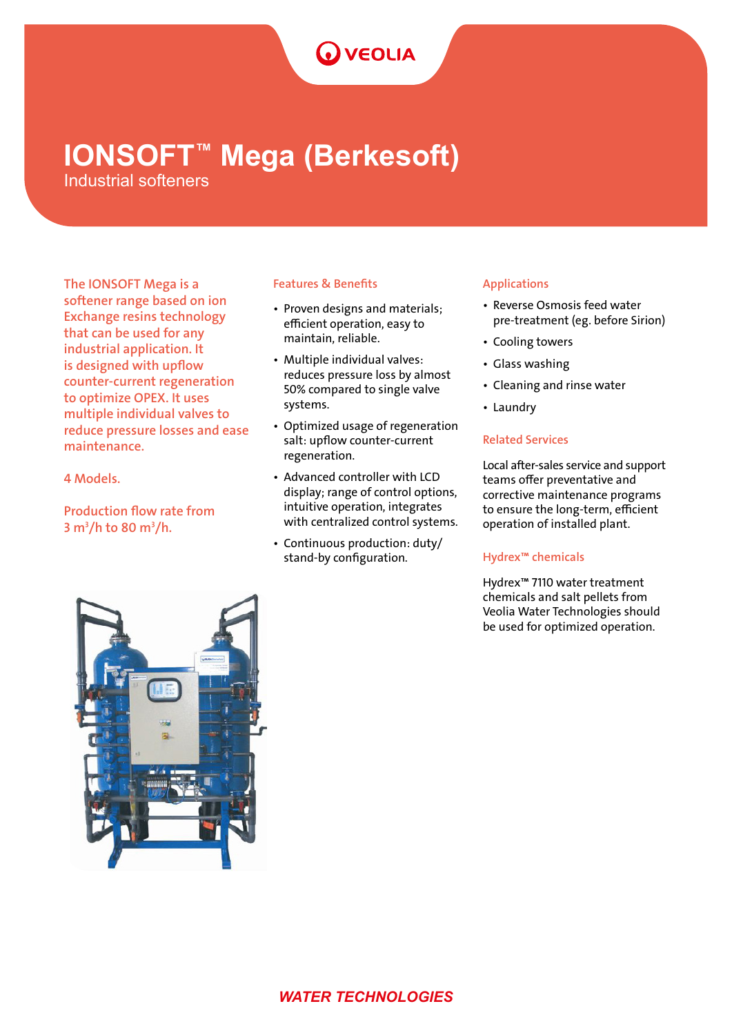# IONSOFT™ Mega (Berkesoft)

Industrial softeners

The IONSOFT Mega is a softener range based on ion Exchange resins technology that can be used for any industrial application. It is designed with upflow counter-current regeneration to optimize OPEX. It uses multiple individual valves to reduce pressure losses and ease maintenance.

4 Models.

Production flow rate from 3 $m^3$/h to 80 $m^3$/h.

## Features & Benefits

- Proven designs and materials; efficient operation, easy to maintain, reliable.
- Multiple individual valves: reduces pressure loss by almost 50% compared to single valve systems.
- Optimized usage of regeneration salt: upflow counter-current regeneration.
- Advanced controller with LCD display; range of control options, intuitive operation, integrates with centralized control systems.
- Continuous production: duty/stand-by configuration.

## Applications

- Reverse Osmosis feed water pre-treatment (eg. before Sirion)
- Cooling towers
- Glass washing
- Cleaning and rinse water
- Laundry

## Related Services

Local after-sales service and support teams offer preventative and corrective maintenance programs to ensure the long-term, efficient operation of installed plant.

## Hydrex™ chemicals

Hydrex™ 7110 water treatment chemicals and salt pellets from Veolia Water Technologies should be used for optimized operation.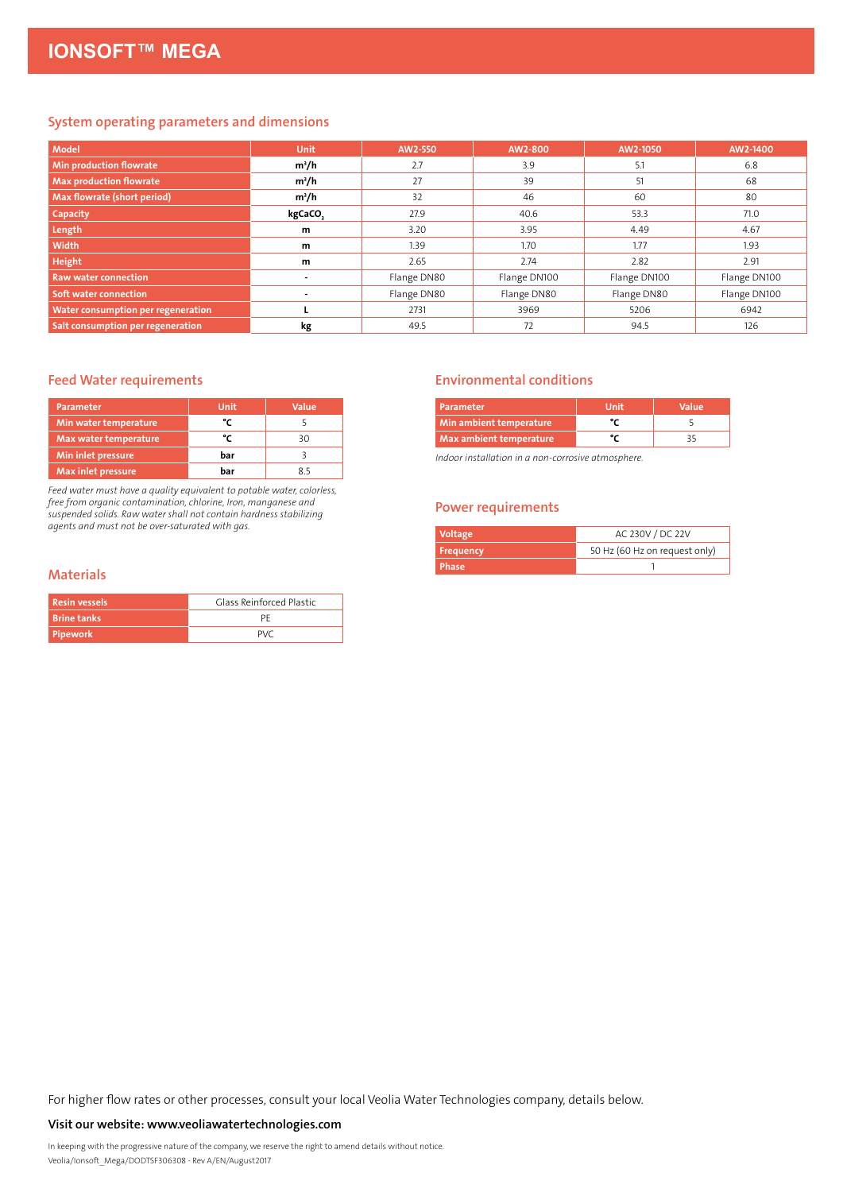# IONSOFT™ MEGA

## System operating parameters and dimensions

| Model | Unit | AW2-550 | AW2-800 | AW2-1050 | AW2-1400 |
|---|---|---|---|---|---|
| Min production flowrate | $m^3/h$ | 2.7 | 3.9 | 5.1 | 6.8 |
| Max production flowrate | $m^3/h$ | 27 | 39 | 51 | 68 |
| Max flowrate (short period) | $m^3/h$ | 32 | 46 | 60 | 80 |
| Capacity | $kgCaCO_3$ | 27.9 | 40.6 | 53.3 | 71.0 |
| Length | m | 3.20 | 3.95 | 4.49 | 4.67 |
| Width | m | 1.39 | 1.70 | 1.77 | 1.93 |
| Height | m | 2.65 | 2.74 | 2.82 | 2.91 |
| Raw water connection | - | Flange DN80 | Flange DN100 | Flange DN100 | Flange DN100 |
| Soft water connection | - | Flange DN80 | Flange DN80 | Flange DN80 | Flange DN100 |
| Water consumption per regeneration | L | 2731 | 3969 | 5206 | 6942 |
| Salt consumption per regeneration | kg | 49.5 | 72 | 94.5 | 126 |

## Feed Water requirements

| Parameter | Unit | Value |
|---|---|---|
| Min water temperature | °C | 5 |
| Max water temperature | °C | 30 |
| Min inlet pressure | bar | 3 |
| Max inlet pressure | bar | 8.5 |

*Feed water must have a quality equivalent to potable water, colorless, free from organic contamination, chlorine, Iron, manganese and suspended solids. Raw water shall not contain hardness stabilizing agents and must not be over-saturated with gas.*

## Materials

| | |
|---|---|
| Resin vessels | Glass Reinforced Plastic |
| Brine tanks | PE |
| Pipework | PVC |

## Environmental conditions

| Parameter | Unit | Value |
|---|---|---|
| Min ambient temperature | °C | 5 |
| Max ambient temperature | °C | 35 |

*Indoor installation in a non-corrosive atmosphere.*

## Power requirements

| | |
|---|---|
| Voltage | AC 230V / DC 22V |
| Frequency | 50 Hz (60 Hz on request only) |
| Phase | 1 |

For higher flow rates or other processes, consult your local Veolia Water Technologies company, details below.

**Visit our website: www.veoliawatertechnologies.com**

In keeping with the progressive nature of the company, we reserve the right to amend details without notice.
Veolia/Ionsoft_Mega/DODTSF306308 - Rev A/EN/August2017